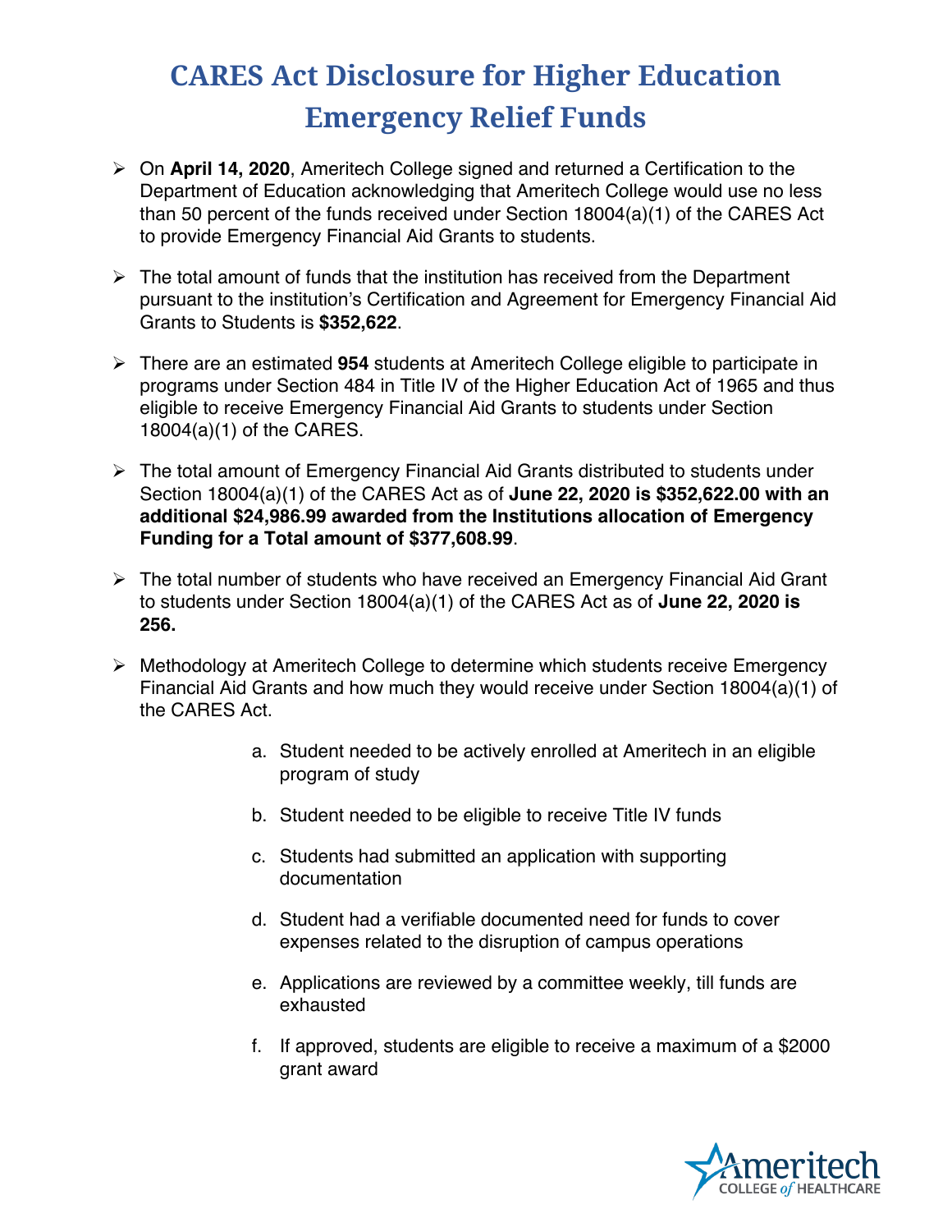# CARES Act Disclosure for Higher Education Emergency Relief Funds

- On **April 14, 2020**, Ameritech College signed and returned a Certification to the Department of Education acknowledging that Ameritech College would use no less than 50 percent of the funds received under Section 18004(a)(1) of the CARES Act to provide Emergency Financial Aid Grants to students.

- The total amount of funds that the institution has received from the Department pursuant to the institution's Certification and Agreement for Emergency Financial Aid Grants to Students is **$352,622**.

- There are an estimated **954** students at Ameritech College eligible to participate in programs under Section 484 in Title IV of the Higher Education Act of 1965 and thus eligible to receive Emergency Financial Aid Grants to students under Section 18004(a)(1) of the CARES.

- The total amount of Emergency Financial Aid Grants distributed to students under Section 18004(a)(1) of the CARES Act as of **June 22, 2020 is $352,622.00 with an additional $24,986.99 awarded from the Institutions allocation of Emergency Funding for a Total amount of $377,608.99**.

- The total number of students who have received an Emergency Financial Aid Grant to students under Section 18004(a)(1) of the CARES Act as of **June 22, 2020 is 256.**

- Methodology at Ameritech College to determine which students receive Emergency Financial Aid Grants and how much they would receive under Section 18004(a)(1) of the CARES Act.

  a. Student needed to be actively enrolled at Ameritech in an eligible program of study

  b. Student needed to be eligible to receive Title IV funds

  c. Students had submitted an application with supporting documentation

  d. Student had a verifiable documented need for funds to cover expenses related to the disruption of campus operations

  e. Applications are reviewed by a committee weekly, till funds are exhausted

  f. If approved, students are eligible to receive a maximum of a $2000 grant award

Ameritech COLLEGE *of* HEALTHCARE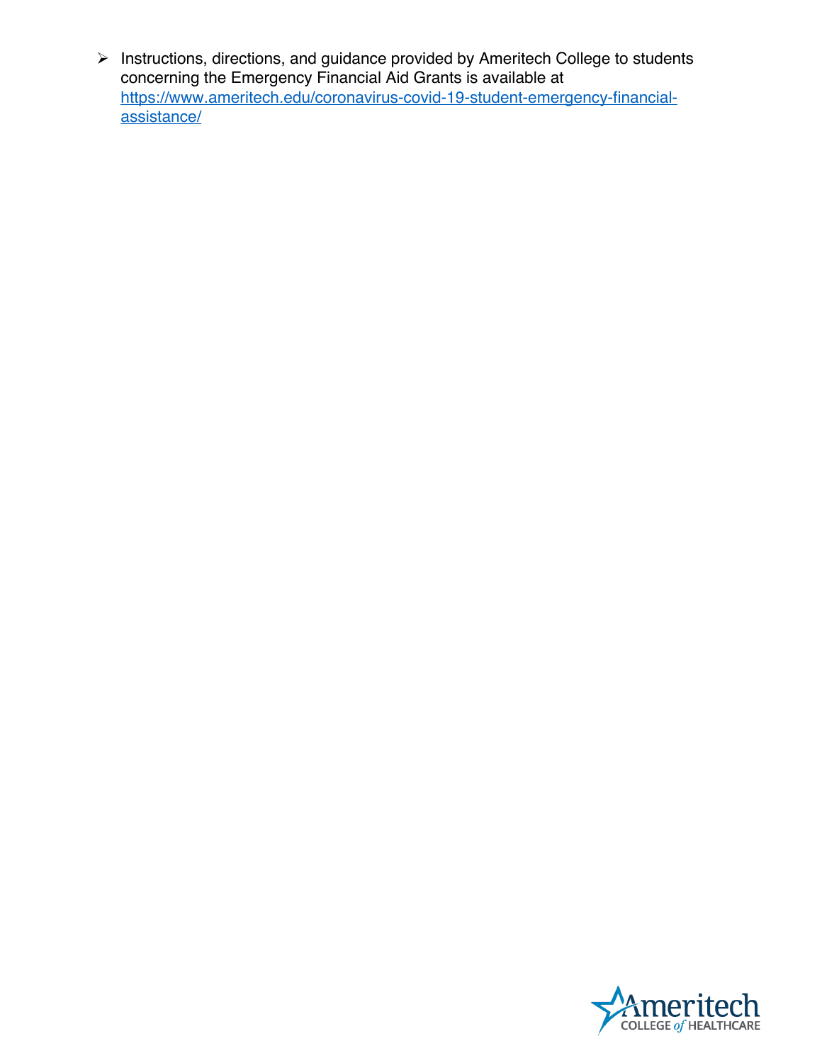- Instructions, directions, and guidance provided by Ameritech College to students concerning the Emergency Financial Aid Grants is available at https://www.ameritech.edu/coronavirus-covid-19-student-emergency-financial-assistance/